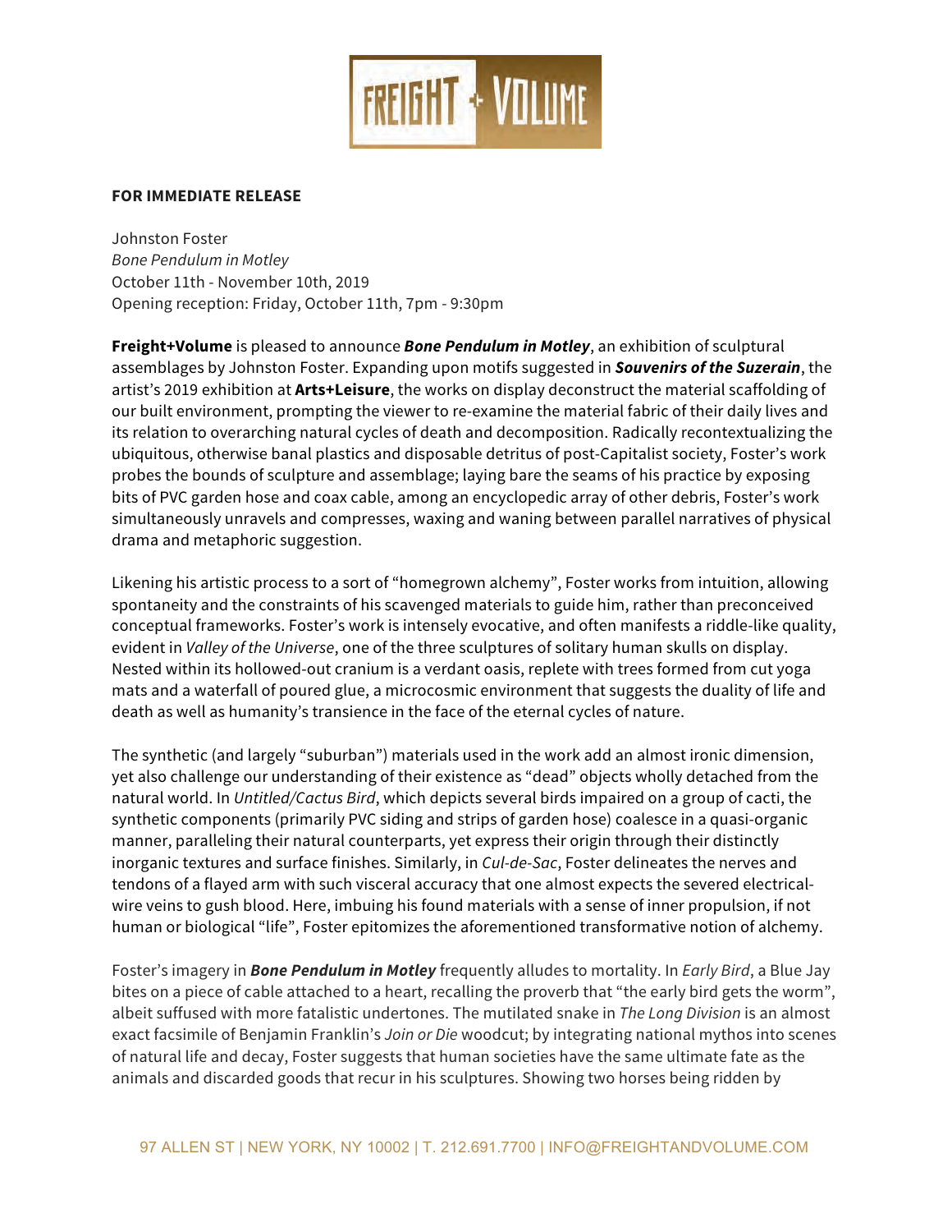FREIGHT + VOLUME

**FOR IMMEDIATE RELEASE**

Johnston Foster
*Bone Pendulum in Motley*
October 11th - November 10th, 2019
Opening reception: Friday, October 11th, 7pm - 9:30pm

**Freight+Volume** is pleased to announce ***Bone Pendulum in Motley***, an exhibition of sculptural assemblages by Johnston Foster. Expanding upon motifs suggested in ***Souvenirs of the Suzerain***, the artist's 2019 exhibition at **Arts+Leisure**, the works on display deconstruct the material scaffolding of our built environment, prompting the viewer to re-examine the material fabric of their daily lives and its relation to overarching natural cycles of death and decomposition. Radically recontextualizing the ubiquitous, otherwise banal plastics and disposable detritus of post-Capitalist society, Foster's work probes the bounds of sculpture and assemblage; laying bare the seams of his practice by exposing bits of PVC garden hose and coax cable, among an encyclopedic array of other debris, Foster's work simultaneously unravels and compresses, waxing and waning between parallel narratives of physical drama and metaphoric suggestion.

Likening his artistic process to a sort of "homegrown alchemy", Foster works from intuition, allowing spontaneity and the constraints of his scavenged materials to guide him, rather than preconceived conceptual frameworks. Foster's work is intensely evocative, and often manifests a riddle-like quality, evident in *Valley of the Universe*, one of the three sculptures of solitary human skulls on display. Nested within its hollowed-out cranium is a verdant oasis, replete with trees formed from cut yoga mats and a waterfall of poured glue, a microcosmic environment that suggests the duality of life and death as well as humanity's transience in the face of the eternal cycles of nature.

The synthetic (and largely "suburban") materials used in the work add an almost ironic dimension, yet also challenge our understanding of their existence as "dead" objects wholly detached from the natural world. In *Untitled/Cactus Bird*, which depicts several birds impaired on a group of cacti, the synthetic components (primarily PVC siding and strips of garden hose) coalesce in a quasi-organic manner, paralleling their natural counterparts, yet express their origin through their distinctly inorganic textures and surface finishes. Similarly, in *Cul-de-Sac*, Foster delineates the nerves and tendons of a flayed arm with such visceral accuracy that one almost expects the severed electrical-wire veins to gush blood. Here, imbuing his found materials with a sense of inner propulsion, if not human or biological "life", Foster epitomizes the aforementioned transformative notion of alchemy.

Foster's imagery in ***Bone Pendulum in Motley*** frequently alludes to mortality. In *Early Bird*, a Blue Jay bites on a piece of cable attached to a heart, recalling the proverb that "the early bird gets the worm", albeit suffused with more fatalistic undertones. The mutilated snake in *The Long Division* is an almost exact facsimile of Benjamin Franklin's *Join or Die* woodcut; by integrating national mythos into scenes of natural life and decay, Foster suggests that human societies have the same ultimate fate as the animals and discarded goods that recur in his sculptures. Showing two horses being ridden by

97 ALLEN ST | NEW YORK, NY 10002 | T. 212.691.7700 | INFO@FREIGHTANDVOLUME.COM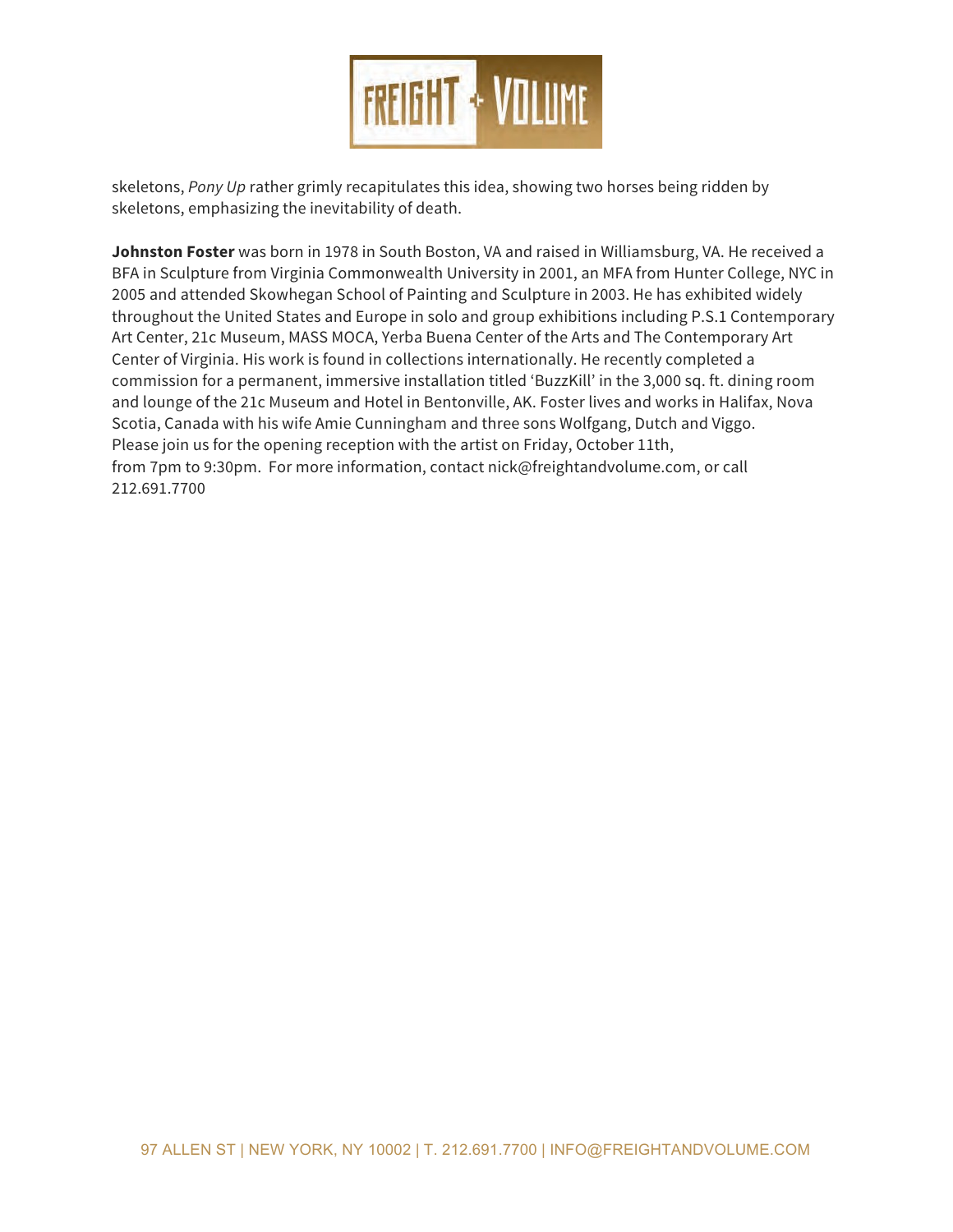skeletons, *Pony Up* rather grimly recapitulates this idea, showing two horses being ridden by skeletons, emphasizing the inevitability of death.

**Johnston Foster** was born in 1978 in South Boston, VA and raised in Williamsburg, VA. He received a BFA in Sculpture from Virginia Commonwealth University in 2001, an MFA from Hunter College, NYC in 2005 and attended Skowhegan School of Painting and Sculpture in 2003. He has exhibited widely throughout the United States and Europe in solo and group exhibitions including P.S.1 Contemporary Art Center, 21c Museum, MASS MOCA, Yerba Buena Center of the Arts and The Contemporary Art Center of Virginia. His work is found in collections internationally. He recently completed a commission for a permanent, immersive installation titled 'BuzzKill' in the 3,000 sq. ft. dining room and lounge of the 21c Museum and Hotel in Bentonville, AK. Foster lives and works in Halifax, Nova Scotia, Canada with his wife Amie Cunningham and three sons Wolfgang, Dutch and Viggo.
Please join us for the opening reception with the artist on Friday, October 11th, from 7pm to 9:30pm. For more information, contact nick@freightandvolume.com, or call 212.691.7700